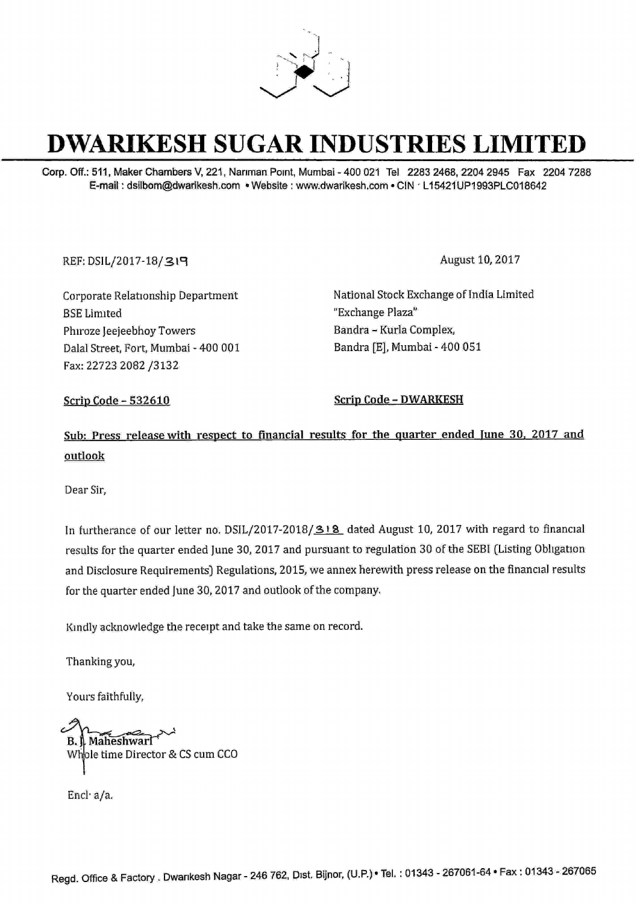# DWARIKESH SUGAR INDUSTRIES LIMITED

Corp. Off.: 511, Maker Chambers V, 221, Nariman Point, Mumbai - 400 021 Tel 2283 2468, 2204 2945 Fax 2204 7288
E-mail : dsilbom@dwarikesh.com • Website : www.dwarikesh.com • CIN : L15421UP1993PLC018642

REF: DSIL/2017-18/319

August 10, 2017

Corporate Relationship Department
BSE Limited
Phiroze Jeejeebhoy Towers
Dalal Street, Fort, Mumbai - 400 001
Fax: 22723 2082 /3132

National Stock Exchange of India Limited
"Exchange Plaza"
Bandra - Kurla Complex,
Bandra [E], Mumbai - 400 051

**Scrip Code - 532610**

**Scrip Code - DWARKESH**

**Sub: Press release with respect to financial results for the quarter ended June 30, 2017 and outlook**

Dear Sir,

In furtherance of our letter no. DSIL/2017-2018/318 dated August 10, 2017 with regard to financial results for the quarter ended June 30, 2017 and pursuant to regulation 30 of the SEBI (Listing Obligation and Disclosure Requirements) Regulations, 2015, we annex herewith press release on the financial results for the quarter ended June 30, 2017 and outlook of the company.

Kindly acknowledge the receipt and take the same on record.

Thanking you,

Yours faithfully,

B. J. Maheshwari
Whole time Director & CS cum CCO

Encl: a/a.

Regd. Office & Factory . Dwarikesh Nagar - 246 762, Dist. Bijnor, (U.P.) • Tel. : 01343 - 267061-64 • Fax : 01343 - 267065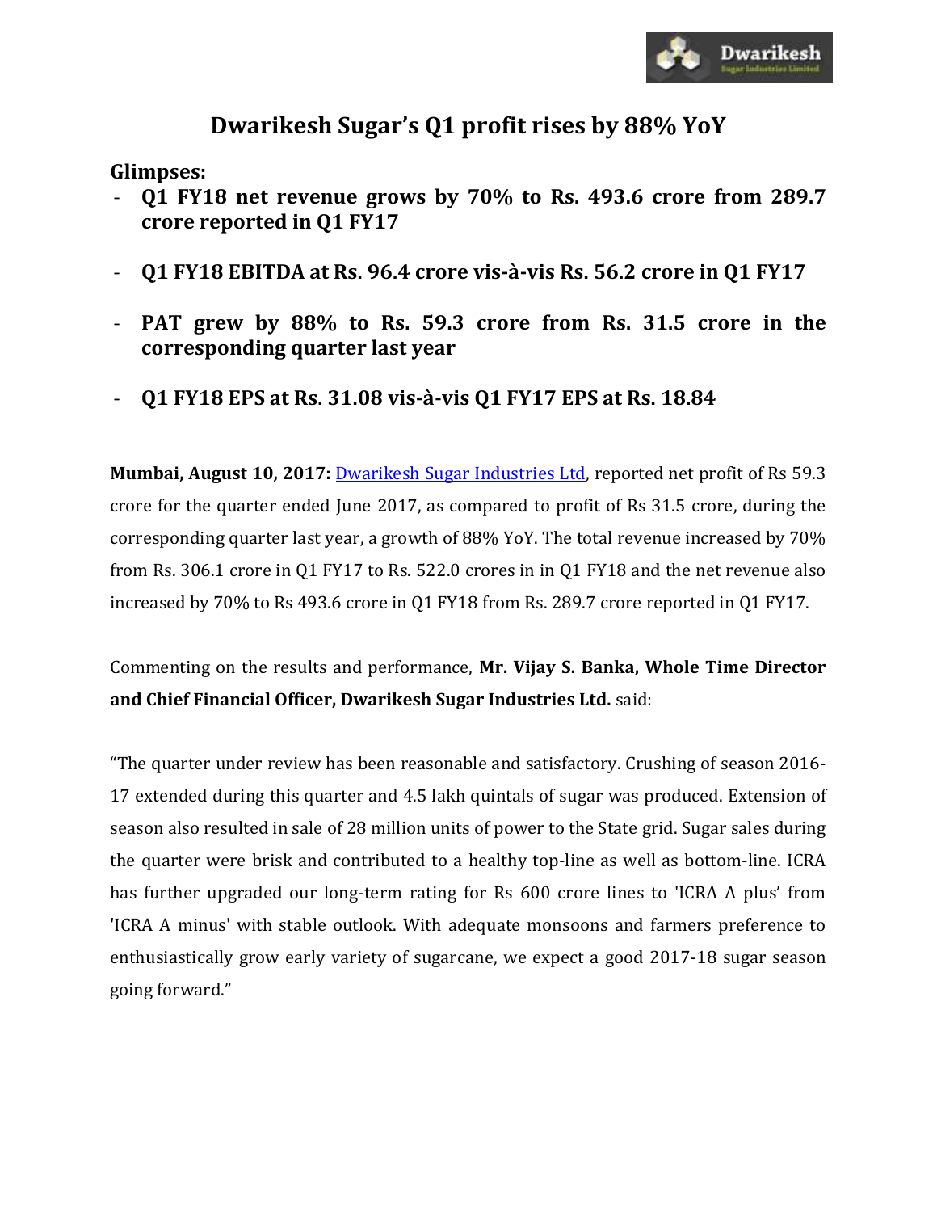# Dwarikesh Sugar's Q1 profit rises by 88% YoY

**Glimpses:**

- **Q1 FY18 net revenue grows by 70% to Rs. 493.6 crore from 289.7 crore reported in Q1 FY17**
- **Q1 FY18 EBITDA at Rs. 96.4 crore vis-à-vis Rs. 56.2 crore in Q1 FY17**
- **PAT grew by 88% to Rs. 59.3 crore from Rs. 31.5 crore in the corresponding quarter last year**
- **Q1 FY18 EPS at Rs. 31.08 vis-à-vis Q1 FY17 EPS at Rs. 18.84**

**Mumbai, August 10, 2017:** Dwarikesh Sugar Industries Ltd, reported net profit of Rs 59.3 crore for the quarter ended June 2017, as compared to profit of Rs 31.5 crore, during the corresponding quarter last year, a growth of 88% YoY. The total revenue increased by 70% from Rs. 306.1 crore in Q1 FY17 to Rs. 522.0 crores in in Q1 FY18 and the net revenue also increased by 70% to Rs 493.6 crore in Q1 FY18 from Rs. 289.7 crore reported in Q1 FY17.

Commenting on the results and performance, **Mr. Vijay S. Banka, Whole Time Director and Chief Financial Officer, Dwarikesh Sugar Industries Ltd.** said:

"The quarter under review has been reasonable and satisfactory. Crushing of season 2016-17 extended during this quarter and 4.5 lakh quintals of sugar was produced. Extension of season also resulted in sale of 28 million units of power to the State grid. Sugar sales during the quarter were brisk and contributed to a healthy top-line as well as bottom-line. ICRA has further upgraded our long-term rating for Rs 600 crore lines to 'ICRA A plus' from 'ICRA A minus' with stable outlook. With adequate monsoons and farmers preference to enthusiastically grow early variety of sugarcane, we expect a good 2017-18 sugar season going forward."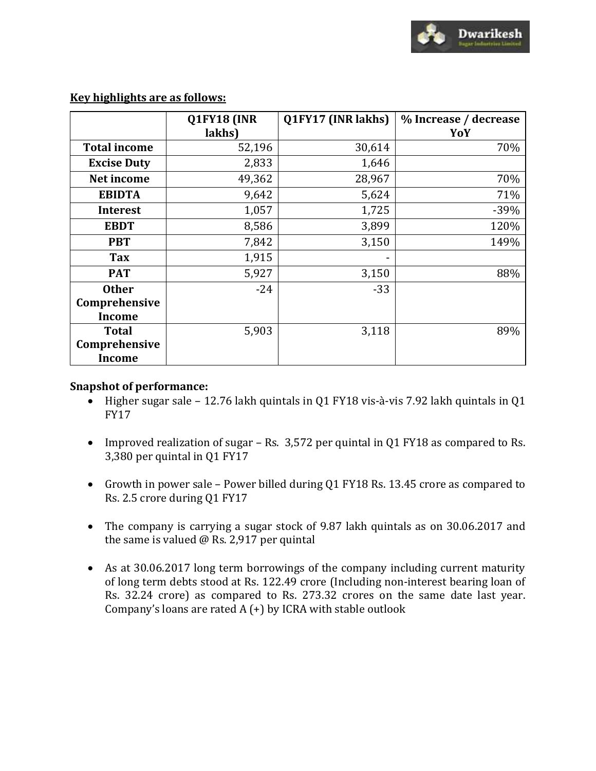**Key highlights are as follows:**

| | Q1FY18 (INR lakhs) | Q1FY17 (INR lakhs) | % Increase / decrease YoY |
|---|---|---|---|
| **Total income** | 52,196 | 30,614 | 70% |
| **Excise Duty** | 2,833 | 1,646 | |
| **Net income** | 49,362 | 28,967 | 70% |
| **EBIDTA** | 9,642 | 5,624 | 71% |
| **Interest** | 1,057 | 1,725 | -39% |
| **EBDT** | 8,586 | 3,899 | 120% |
| **PBT** | 7,842 | 3,150 | 149% |
| **Tax** | 1,915 | - | |
| **PAT** | 5,927 | 3,150 | 88% |
| **Other Comprehensive Income** | -24 | -33 | |
| **Total Comprehensive Income** | 5,903 | 3,118 | 89% |

**Snapshot of performance:**

- Higher sugar sale – 12.76 lakh quintals in Q1 FY18 vis-à-vis 7.92 lakh quintals in Q1 FY17
- Improved realization of sugar – Rs. 3,572 per quintal in Q1 FY18 as compared to Rs. 3,380 per quintal in Q1 FY17
- Growth in power sale – Power billed during Q1 FY18 Rs. 13.45 crore as compared to Rs. 2.5 crore during Q1 FY17
- The company is carrying a sugar stock of 9.87 lakh quintals as on 30.06.2017 and the same is valued @ Rs. 2,917 per quintal
- As at 30.06.2017 long term borrowings of the company including current maturity of long term debts stood at Rs. 122.49 crore (Including non-interest bearing loan of Rs. 32.24 crore) as compared to Rs. 273.32 crores on the same date last year. Company's loans are rated A (+) by ICRA with stable outlook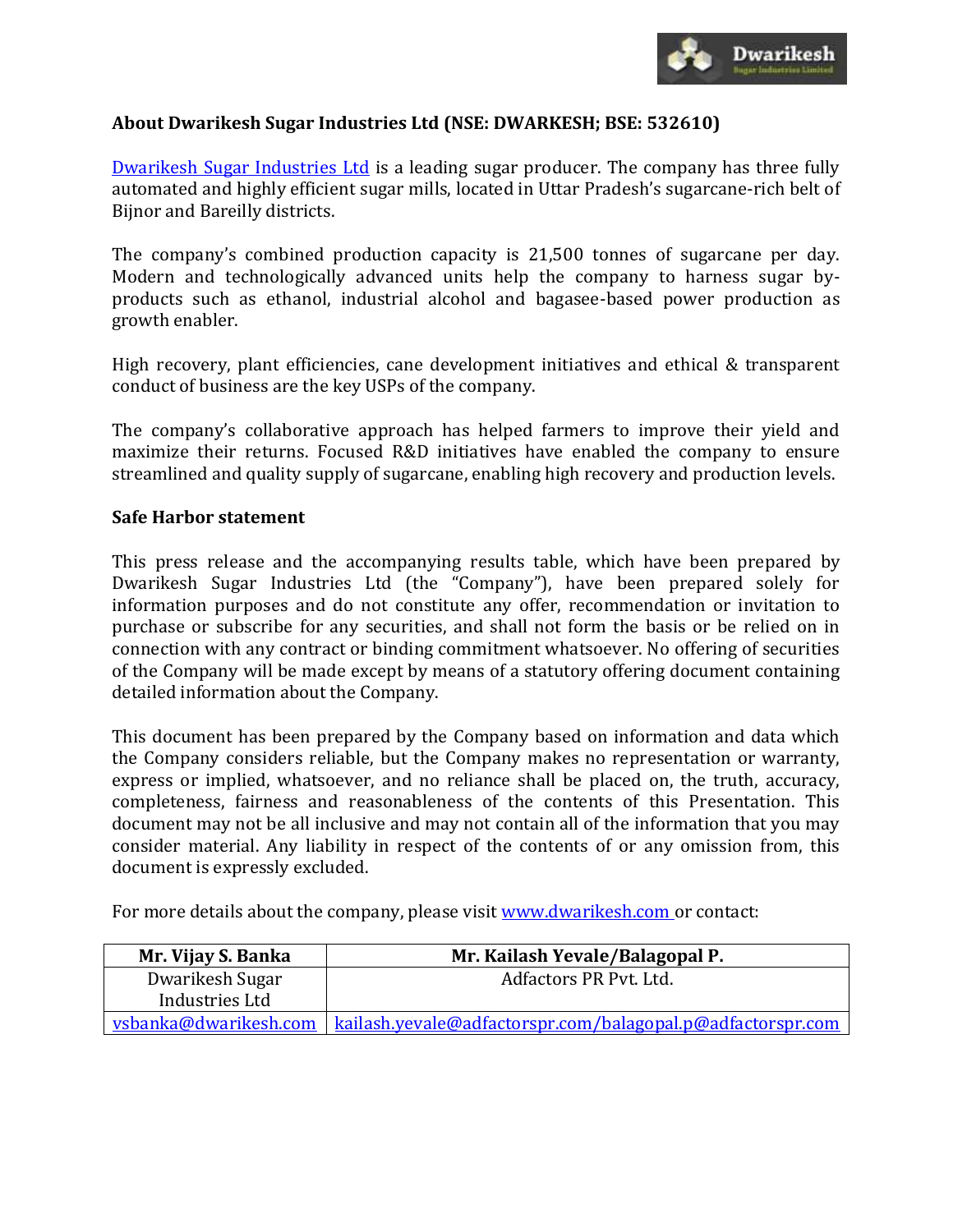### About Dwarikesh Sugar Industries Ltd (NSE: DWARKESH; BSE: 532610)

Dwarikesh Sugar Industries Ltd is a leading sugar producer. The company has three fully automated and highly efficient sugar mills, located in Uttar Pradesh's sugarcane-rich belt of Bijnor and Bareilly districts.

The company's combined production capacity is 21,500 tonnes of sugarcane per day. Modern and technologically advanced units help the company to harness sugar by-products such as ethanol, industrial alcohol and bagasee-based power production as growth enabler.

High recovery, plant efficiencies, cane development initiatives and ethical & transparent conduct of business are the key USPs of the company.

The company's collaborative approach has helped farmers to improve their yield and maximize their returns. Focused R&D initiatives have enabled the company to ensure streamlined and quality supply of sugarcane, enabling high recovery and production levels.

### Safe Harbor statement

This press release and the accompanying results table, which have been prepared by Dwarikesh Sugar Industries Ltd (the "Company"), have been prepared solely for information purposes and do not constitute any offer, recommendation or invitation to purchase or subscribe for any securities, and shall not form the basis or be relied on in connection with any contract or binding commitment whatsoever. No offering of securities of the Company will be made except by means of a statutory offering document containing detailed information about the Company.

This document has been prepared by the Company based on information and data which the Company considers reliable, but the Company makes no representation or warranty, express or implied, whatsoever, and no reliance shall be placed on, the truth, accuracy, completeness, fairness and reasonableness of the contents of this Presentation. This document may not be all inclusive and may not contain all of the information that you may consider material. Any liability in respect of the contents of or any omission from, this document is expressly excluded.

For more details about the company, please visit www.dwarikesh.com or contact:

| Mr. Vijay S. Banka | Mr. Kailash Yevale/Balagopal P. |
|---|---|
| Dwarikesh Sugar Industries Ltd | Adfactors PR Pvt. Ltd. |
| vsbanka@dwarikesh.com | kailash.yevale@adfactorspr.com/balagopal.p@adfactorspr.com |